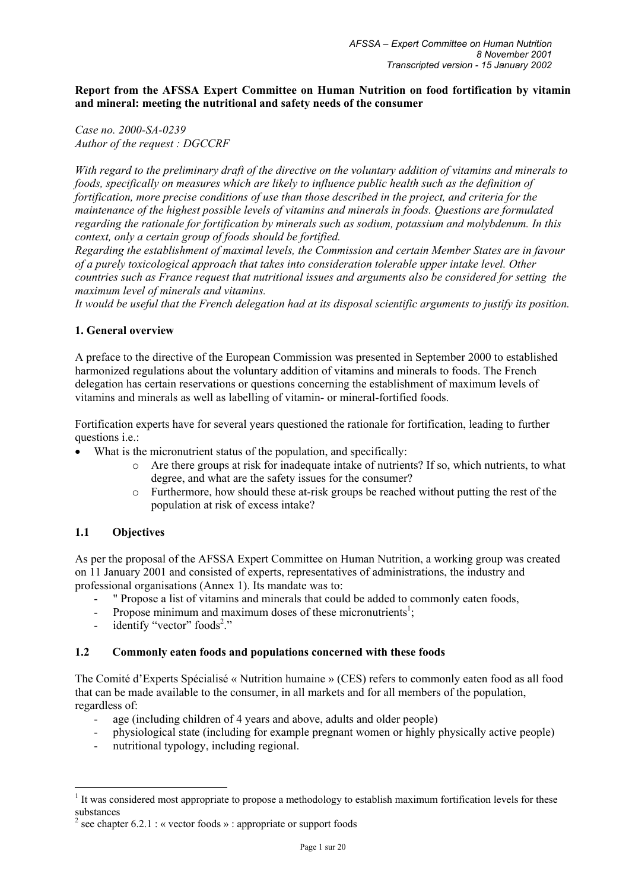**Report from the AFSSA Expert Committee on Human Nutrition on food fortification by vitamin and mineral: meeting the nutritional and safety needs of the consumer**

*Case no. 2000-SA-0239*
*Author of the request : DGCCRF*

*With regard to the preliminary draft of the directive on the voluntary addition of vitamins and minerals to foods, specifically on measures which are likely to influence public health such as the definition of fortification, more precise conditions of use than those described in the project, and criteria for the maintenance of the highest possible levels of vitamins and minerals in foods. Questions are formulated regarding the rationale for fortification by minerals such as sodium, potassium and molybdenum. In this context, only a certain group of foods should be fortified.*
*Regarding the establishment of maximal levels, the Commission and certain Member States are in favour of a purely toxicological approach that takes into consideration tolerable upper intake level. Other countries such as France request that nutritional issues and arguments also be considered for setting the maximum level of minerals and vitamins.*
*It would be useful that the French delegation had at its disposal scientific arguments to justify its position.*

## 1. General overview

A preface to the directive of the European Commission was presented in September 2000 to established harmonized regulations about the voluntary addition of vitamins and minerals to foods. The French delegation has certain reservations or questions concerning the establishment of maximum levels of vitamins and minerals as well as labelling of vitamin- or mineral-fortified foods.

Fortification experts have for several years questioned the rationale for fortification, leading to further questions i.e.:

- What is the micronutrient status of the population, and specifically:
    - Are there groups at risk for inadequate intake of nutrients? If so, which nutrients, to what degree, and what are the safety issues for the consumer?
    - Furthermore, how should these at-risk groups be reached without putting the rest of the population at risk of excess intake?

### 1.1 Objectives

As per the proposal of the AFSSA Expert Committee on Human Nutrition, a working group was created on 11 January 2001 and consisted of experts, representatives of administrations, the industry and professional organisations (Annex 1). Its mandate was to:

- " Propose a list of vitamins and minerals that could be added to commonly eaten foods,
- Propose minimum and maximum doses of these micronutrients[1];
- identify "vector" foods[2]."

### 1.2 Commonly eaten foods and populations concerned with these foods

The Comité d'Experts Spécialisé « Nutrition humaine » (CES) refers to commonly eaten food as all food that can be made available to the consumer, in all markets and for all members of the population, regardless of:

- age (including children of 4 years and above, adults and older people)
- physiological state (including for example pregnant women or highly physically active people)
- nutritional typology, including regional.

---

[1] It was considered most appropriate to propose a methodology to establish maximum fortification levels for these substances

[2] see chapter 6.2.1 : « vector foods » : appropriate or support foods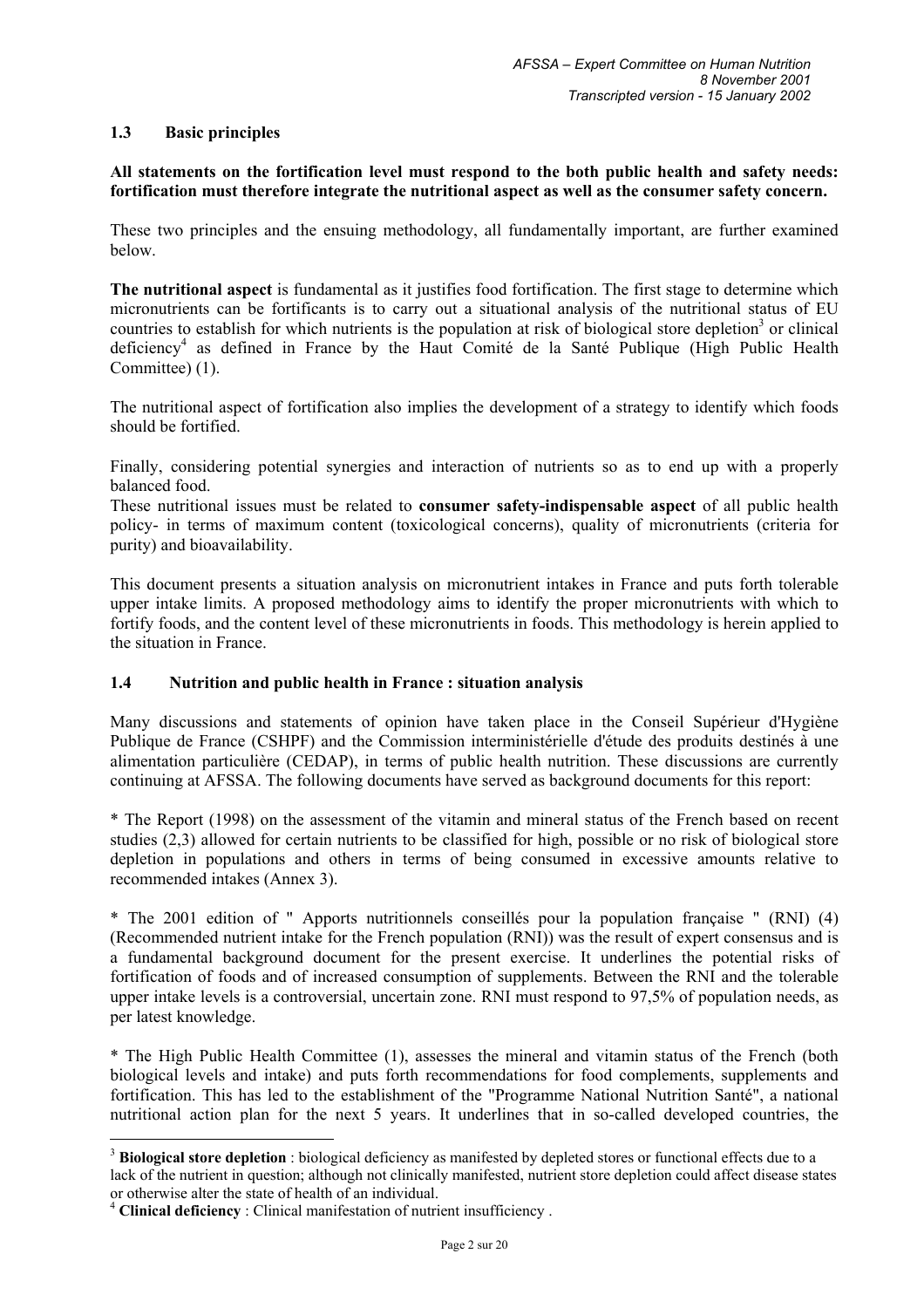### 1.3 Basic principles

**All statements on the fortification level must respond to the both public health and safety needs: fortification must therefore integrate the nutritional aspect as well as the consumer safety concern.**

These two principles and the ensuing methodology, all fundamentally important, are further examined below.

**The nutritional aspect** is fundamental as it justifies food fortification. The first stage to determine which micronutrients can be fortificants is to carry out a situational analysis of the nutritional status of EU countries to establish for which nutrients is the population at risk of biological store depletion[3] or clinical deficiency[4] as defined in France by the Haut Comité de la Santé Publique (High Public Health Committee) (1).

The nutritional aspect of fortification also implies the development of a strategy to identify which foods should be fortified.

Finally, considering potential synergies and interaction of nutrients so as to end up with a properly balanced food.
These nutritional issues must be related to **consumer safety-indispensable aspect** of all public health policy- in terms of maximum content (toxicological concerns), quality of micronutrients (criteria for purity) and bioavailability.

This document presents a situation analysis on micronutrient intakes in France and puts forth tolerable upper intake limits. A proposed methodology aims to identify the proper micronutrients with which to fortify foods, and the content level of these micronutrients in foods. This methodology is herein applied to the situation in France.

### 1.4 Nutrition and public health in France : situation analysis

Many discussions and statements of opinion have taken place in the Conseil Supérieur d'Hygiène Publique de France (CSHPF) and the Commission interministérielle d'étude des produits destinés à une alimentation particulière (CEDAP), in terms of public health nutrition. These discussions are currently continuing at AFSSA. The following documents have served as background documents for this report:

* The Report (1998) on the assessment of the vitamin and mineral status of the French based on recent studies (2,3) allowed for certain nutrients to be classified for high, possible or no risk of biological store depletion in populations and others in terms of being consumed in excessive amounts relative to recommended intakes (Annex 3).

* The 2001 edition of " Apports nutritionnels conseillés pour la population française " (RNI) (4) (Recommended nutrient intake for the French population (RNI)) was the result of expert consensus and is a fundamental background document for the present exercise. It underlines the potential risks of fortification of foods and of increased consumption of supplements. Between the RNI and the tolerable upper intake levels is a controversial, uncertain zone. RNI must respond to 97,5% of population needs, as per latest knowledge.

* The High Public Health Committee (1), assesses the mineral and vitamin status of the French (both biological levels and intake) and puts forth recommendations for food complements, supplements and fortification. This has led to the establishment of the "Programme National Nutrition Santé", a national nutritional action plan for the next 5 years. It underlines that in so-called developed countries, the

---

[3] **Biological store depletion** : biological deficiency as manifested by depleted stores or functional effects due to a lack of the nutrient in question; although not clinically manifested, nutrient store depletion could affect disease states or otherwise alter the state of health of an individual.

[4] **Clinical deficiency** : Clinical manifestation of nutrient insufficiency .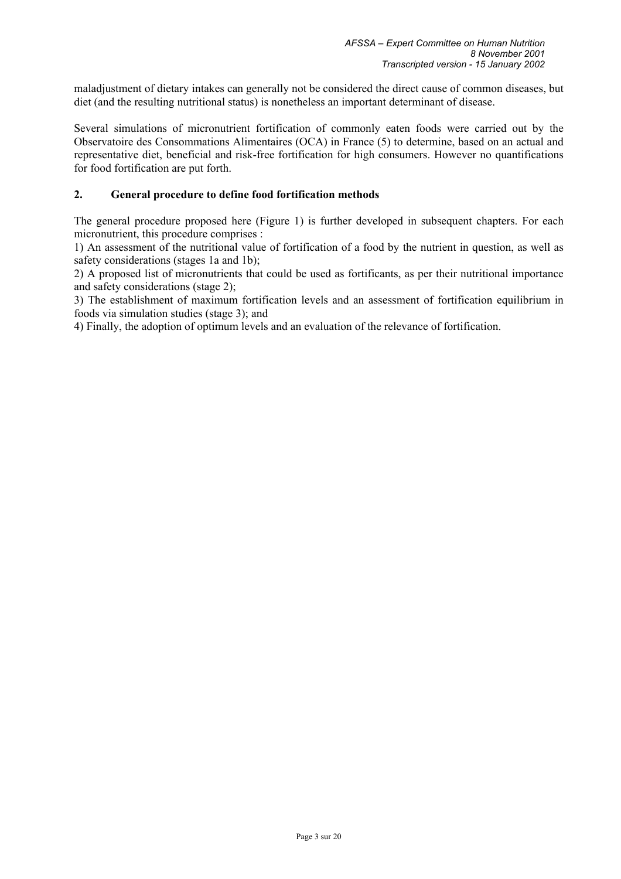maladjustment of dietary intakes can generally not be considered the direct cause of common diseases, but diet (and the resulting nutritional status) is nonetheless an important determinant of disease.

Several simulations of micronutrient fortification of commonly eaten foods were carried out by the Observatoire des Consommations Alimentaires (OCA) in France (5) to determine, based on an actual and representative diet, beneficial and risk-free fortification for high consumers. However no quantifications for food fortification are put forth.

## 2. General procedure to define food fortification methods

The general procedure proposed here (Figure 1) is further developed in subsequent chapters. For each micronutrient, this procedure comprises :

1) An assessment of the nutritional value of fortification of a food by the nutrient in question, as well as safety considerations (stages 1a and 1b);

2) A proposed list of micronutrients that could be used as fortificants, as per their nutritional importance and safety considerations (stage 2);

3) The establishment of maximum fortification levels and an assessment of fortification equilibrium in foods via simulation studies (stage 3); and

4) Finally, the adoption of optimum levels and an evaluation of the relevance of fortification.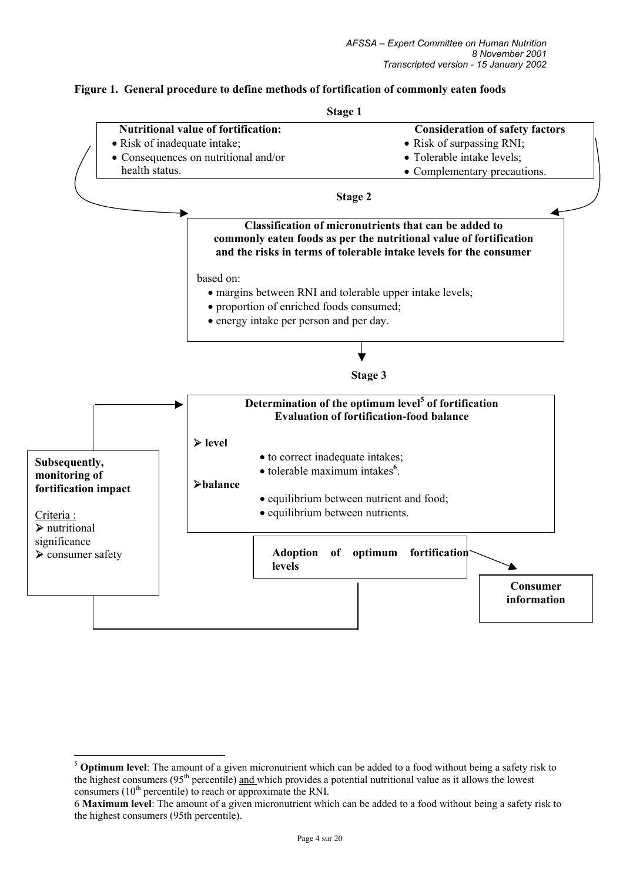**Figure 1. General procedure to define methods of fortification of commonly eaten foods**

**Stage 1**

**Nutritional value of fortification:**

- Risk of inadequate intake;
- Consequences on nutritional and/or health status.

**Consideration of safety factors**

- Risk of surpassing RNI;
- Tolerable intake levels;
- Complementary precautions.

**Stage 2**

**Classification of micronutrients that can be added to commonly eaten foods as per the nutritional value of fortification and the risks in terms of tolerable intake levels for the consumer**

based on:

- margins between RNI and tolerable upper intake levels;
- proportion of enriched foods consumed;
- energy intake per person and per day.

**Stage 3**

**Determination of the optimum level[5] of fortification**
**Evaluation of fortification-food balance**

- **level**
  - to correct inadequate intakes;
  - tolerable maximum intakes[6].
- **balance**
  - equilibrium between nutrient and food;
  - equilibrium between nutrients.

**Adoption of optimum fortification levels**

**Consumer information**

**Subsequently, monitoring of fortification impact**

Criteria :

- nutritional significance
- consumer safety

---

[5] **Optimum level**: The amount of a given micronutrient which can be added to a food without being a safety risk to the highest consumers (95[th] percentile) and which provides a potential nutritional value as it allows the lowest consumers (10[th] percentile) to reach or approximate the RNI.

6 **Maximum level**: The amount of a given micronutrient which can be added to a food without being a safety risk to the highest consumers (95th percentile).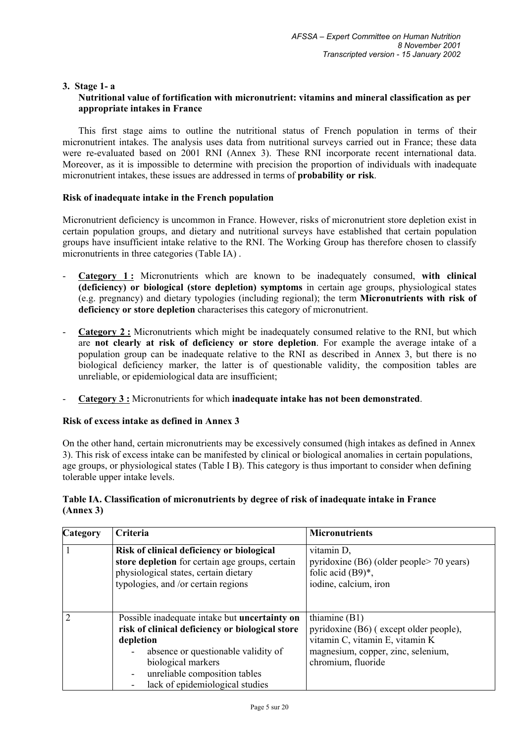### 3. Stage 1- a

### Nutritional value of fortification with micronutrient: vitamins and mineral classification as per appropriate intakes in France

This first stage aims to outline the nutritional status of French population in terms of their micronutrient intakes. The analysis uses data from nutritional surveys carried out in France; these data were re-evaluated based on 2001 RNI (Annex 3). These RNI incorporate recent international data. Moreover, as it is impossible to determine with precision the proportion of individuals with inadequate micronutrient intakes, these issues are addressed in terms of **probability or risk**.

**Risk of inadequate intake in the French population**

Micronutrient deficiency is uncommon in France. However, risks of micronutrient store depletion exist in certain population groups, and dietary and nutritional surveys have established that certain population groups have insufficient intake relative to the RNI. The Working Group has therefore chosen to classify micronutrients in three categories (Table IA) .

- **Category 1 :** Micronutrients which are known to be inadequately consumed, **with clinical (deficiency) or biological (store depletion) symptoms** in certain age groups, physiological states (e.g. pregnancy) and dietary typologies (including regional); the term **Micronutrients with risk of deficiency or store depletion** characterises this category of micronutrient.
- **Category 2 :** Micronutrients which might be inadequately consumed relative to the RNI, but which are **not clearly at risk of deficiency or store depletion**. For example the average intake of a population group can be inadequate relative to the RNI as described in Annex 3, but there is no biological deficiency marker, the latter is of questionable validity, the composition tables are unreliable, or epidemiological data are insufficient;
- **Category 3 :** Micronutrients for which **inadequate intake has not been demonstrated**.

**Risk of excess intake as defined in Annex 3**

On the other hand, certain micronutrients may be excessively consumed (high intakes as defined in Annex 3). This risk of excess intake can be manifested by clinical or biological anomalies in certain populations, age groups, or physiological states (Table I B). This category is thus important to consider when defining tolerable upper intake levels.

**Table IA. Classification of micronutrients by degree of risk of inadequate intake in France (Annex 3)**

| Category | Criteria | Micronutrients |
|---|---|---|
| 1 | **Risk of clinical deficiency or biological store depletion** for certain age groups, certain physiological states, certain dietary typologies, and /or certain regions | vitamin D,<br>pyridoxine (B6) (older people> 70 years)<br>folic acid (B9)*,<br>iodine, calcium, iron |
| 2 | Possible inadequate intake but **uncertainty on risk of clinical deficiency or biological store depletion**<br>- absence or questionable validity of biological markers<br>- unreliable composition tables<br>- lack of epidemiological studies | thiamine (B1)<br>pyridoxine (B6) ( except older people),<br>vitamin C, vitamin E, vitamin K<br>magnesium, copper, zinc, selenium,<br>chromium, fluoride |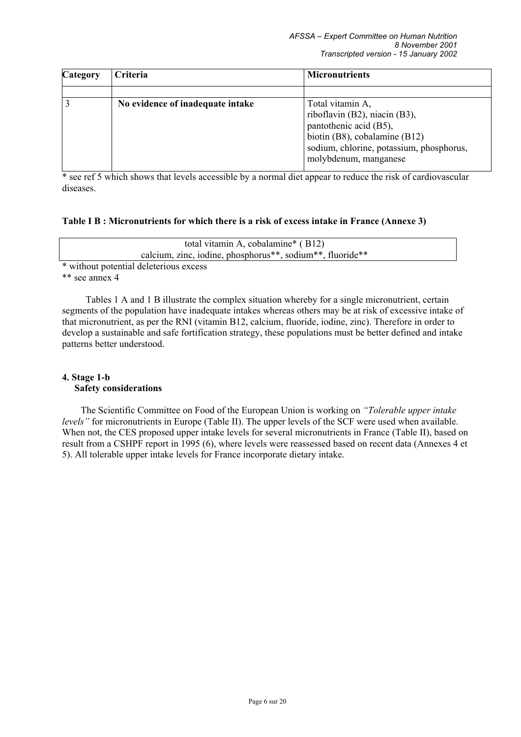| Category | Criteria | Micronutrients |
|---|---|---|
| | | |
| 3 | **No evidence of inadequate intake** | Total vitamin A,<br>riboflavin (B2), niacin (B3),<br>pantothenic acid (B5),<br>biotin (B8), cobalamine (B12)<br>sodium, chlorine, potassium, phosphorus,<br>molybdenum, manganese |

* see ref 5 which shows that levels accessible by a normal diet appear to reduce the risk of cardiovascular diseases.

**Table I B : Micronutrients for which there is a risk of excess intake in France (Annexe 3)**

| total vitamin A, cobalamine* ( B12)<br>calcium, zinc, iodine, phosphorus**, sodium**, fluoride** |
|---|

* without potential deleterious excess

** see annex 4

Tables 1 A and 1 B illustrate the complex situation whereby for a single micronutrient, certain segments of the population have inadequate intakes whereas others may be at risk of excessive intake of that micronutrient, as per the RNI (vitamin B12, calcium, fluoride, iodine, zinc). Therefore in order to develop a sustainable and safe fortification strategy, these populations must be better defined and intake patterns better understood.

## 4. Stage 1-b
### Safety considerations

The Scientific Committee on Food of the European Union is working on *"Tolerable upper intake levels"* for micronutrients in Europe (Table II). The upper levels of the SCF were used when available. When not, the CES proposed upper intake levels for several micronutrients in France (Table II), based on result from a CSHPF report in 1995 (6), where levels were reassessed based on recent data (Annexes 4 et 5). All tolerable upper intake levels for France incorporate dietary intake.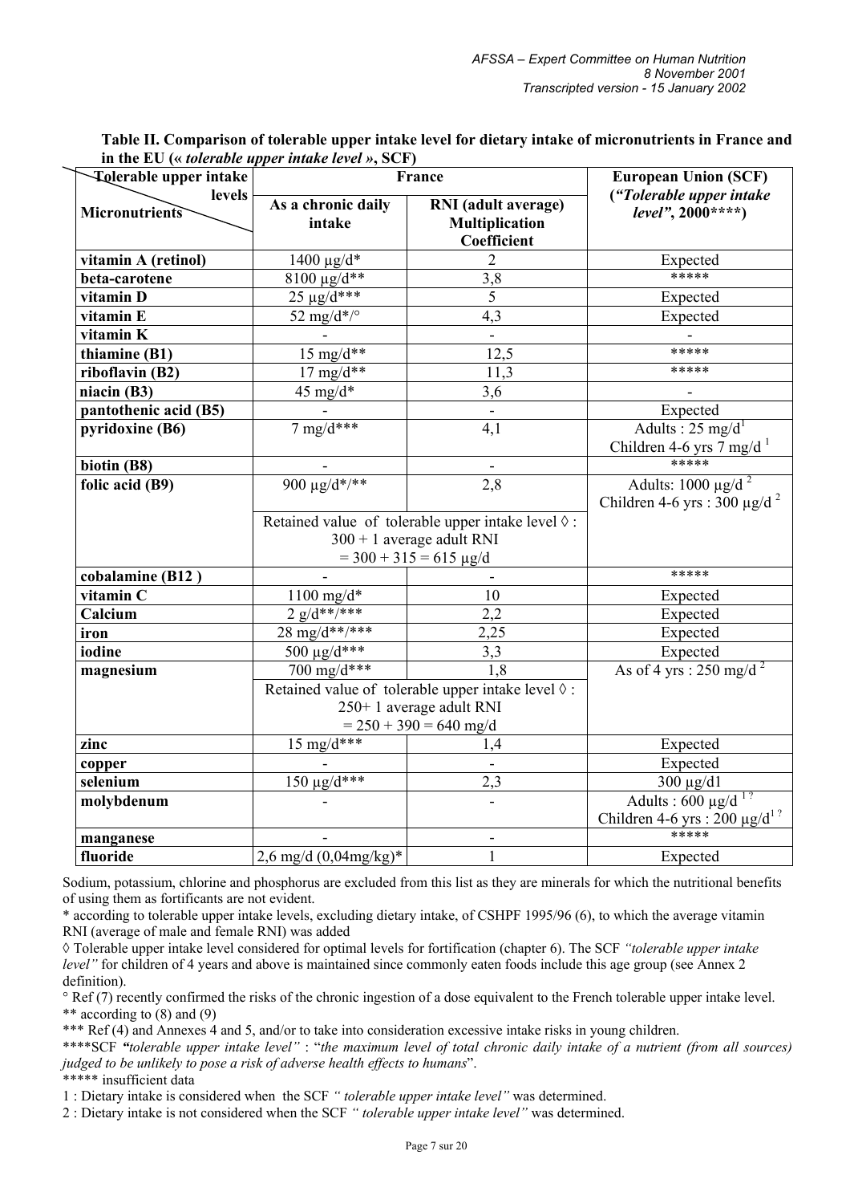**Table II. Comparison of tolerable upper intake level for dietary intake of micronutrients in France and in the EU (« *tolerable upper intake level* », SCF)**

| Tolerable upper intake levels / Micronutrients | France | | European Union (SCF) (*"Tolerable upper intake level"*, 2000****) |
|---|---|---|---|
| | As a chronic daily intake | RNI (adult average) Multiplication Coefficient | |
| **vitamin A (retinol)** | 1400 µg/d* | 2 | Expected |
| **beta-carotene** | 8100 µg/d** | 3,8 | ***** |
| **vitamin D** | 25 µg/d*** | 5 | Expected |
| **vitamin E** | 52 mg/d*/° | 4,3 | Expected |
| **vitamin K** | - | - | - |
| **thiamine (B1)** | 15 mg/d** | 12,5 | ***** |
| **riboflavin (B2)** | 17 mg/d** | 11,3 | ***** |
| **niacin (B3)** | 45 mg/d* | 3,6 | - |
| **pantothenic acid (B5)** | - | - | Expected |
| **pyridoxine (B6)** | 7 mg/d*** | 4,1 | Adults : 25 mg/d[1] Children 4-6 yrs 7 mg/d [1] |
| **biotin (B8)** | - | - | ***** |
| **folic acid (B9)** | 900 µg/d*/** | 2,8 | Adults: 1000 µg/d [2] Children 4-6 yrs : 300 µg/d [2] |
| | Retained value of tolerable upper intake level ◊ : 300 + 1 average adult RNI = 300 + 315 = 615 µg/d | | |
| **cobalamine (B12 )** | - | - | ***** |
| **vitamin C** | 1100 mg/d* | 10 | Expected |
| **Calcium** | 2 g/d**/*** | 2,2 | Expected |
| **iron** | 28 mg/d**/*** | 2,25 | Expected |
| **iodine** | 500 µg/d*** | 3,3 | Expected |
| **magnesium** | 700 mg/d*** | 1,8 | As of 4 yrs : 250 mg/d [2] |
| | Retained value of tolerable upper intake level ◊ : 250+ 1 average adult RNI = 250 + 390 = 640 mg/d | | |
| **zinc** | 15 mg/d*** | 1,4 | Expected |
| **copper** | - | - | Expected |
| **selenium** | 150 µg/d*** | 2,3 | 300 µg/d1 |
| **molybdenum** | - | - | Adults : 600 µg/d [1?] Children 4-6 yrs : 200 µg/d[1?] |
| **manganese** | - | - | ***** |
| **fluoride** | 2,6 mg/d (0,04mg/kg)* | 1 | Expected |

Sodium, potassium, chlorine and phosphorus are excluded from this list as they are minerals for which the nutritional benefits of using them as fortificants are not evident.

\* according to tolerable upper intake levels, excluding dietary intake, of CSHPF 1995/96 (6), to which the average vitamin RNI (average of male and female RNI) was added

◊ Tolerable upper intake level considered for optimal levels for fortification (chapter 6). The SCF *"tolerable upper intake level"* for children of 4 years and above is maintained since commonly eaten foods include this age group (see Annex 2 definition).

° Ref (7) recently confirmed the risks of the chronic ingestion of a dose equivalent to the French tolerable upper intake level.

\** according to (8) and (9)

\*** Ref (4) and Annexes 4 and 5, and/or to take into consideration excessive intake risks in young children.

\****SCF ***"****tolerable upper intake level"* : "*the maximum level of total chronic daily intake of a nutrient (from all sources) judged to be unlikely to pose a risk of adverse health effects to humans*".

\***** insufficient data

1 : Dietary intake is considered when the SCF *" tolerable upper intake level"* was determined.

2 : Dietary intake is not considered when the SCF *" tolerable upper intake level"* was determined.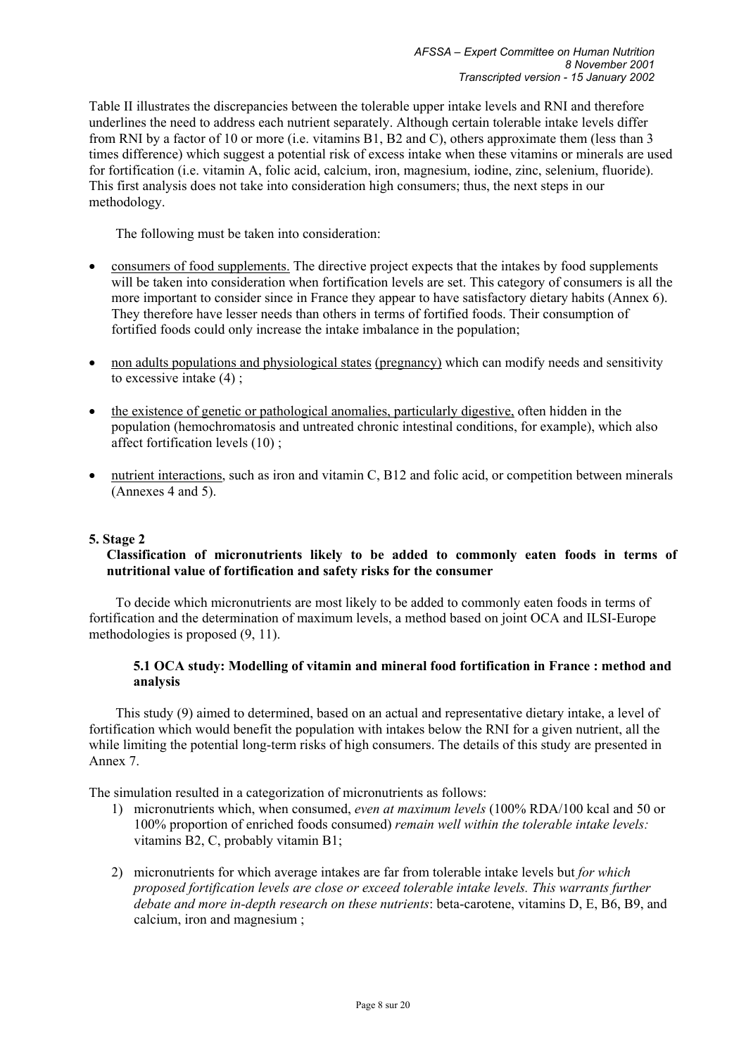Table II illustrates the discrepancies between the tolerable upper intake levels and RNI and therefore underlines the need to address each nutrient separately. Although certain tolerable intake levels differ from RNI by a factor of 10 or more (i.e. vitamins B1, B2 and C), others approximate them (less than 3 times difference) which suggest a potential risk of excess intake when these vitamins or minerals are used for fortification (i.e. vitamin A, folic acid, calcium, iron, magnesium, iodine, zinc, selenium, fluoride). This first analysis does not take into consideration high consumers; thus, the next steps in our methodology.

The following must be taken into consideration:

- consumers of food supplements. The directive project expects that the intakes by food supplements will be taken into consideration when fortification levels are set. This category of consumers is all the more important to consider since in France they appear to have satisfactory dietary habits (Annex 6). They therefore have lesser needs than others in terms of fortified foods. Their consumption of fortified foods could only increase the intake imbalance in the population;
- non adults populations and physiological states (pregnancy) which can modify needs and sensitivity to excessive intake (4) ;
- the existence of genetic or pathological anomalies, particularly digestive, often hidden in the population (hemochromatosis and untreated chronic intestinal conditions, for example), which also affect fortification levels (10) ;
- nutrient interactions, such as iron and vitamin C, B12 and folic acid, or competition between minerals (Annexes 4 and 5).

## 5. Stage 2

**Classification of micronutrients likely to be added to commonly eaten foods in terms of nutritional value of fortification and safety risks for the consumer**

To decide which micronutrients are most likely to be added to commonly eaten foods in terms of fortification and the determination of maximum levels, a method based on joint OCA and ILSI-Europe methodologies is proposed (9, 11).

### 5.1 OCA study: Modelling of vitamin and mineral food fortification in France : method and analysis

This study (9) aimed to determined, based on an actual and representative dietary intake, a level of fortification which would benefit the population with intakes below the RNI for a given nutrient, all the while limiting the potential long-term risks of high consumers. The details of this study are presented in Annex 7.

The simulation resulted in a categorization of micronutrients as follows:

1) micronutrients which, when consumed, *even at maximum levels* (100% RDA/100 kcal and 50 or 100% proportion of enriched foods consumed) *remain well within the tolerable intake levels:* vitamins B2, C, probably vitamin B1;
2) micronutrients for which average intakes are far from tolerable intake levels but *for which proposed fortification levels are close or exceed tolerable intake levels. This warrants further debate and more in-depth research on these nutrients*: beta-carotene, vitamins D, E, B6, B9, and calcium, iron and magnesium ;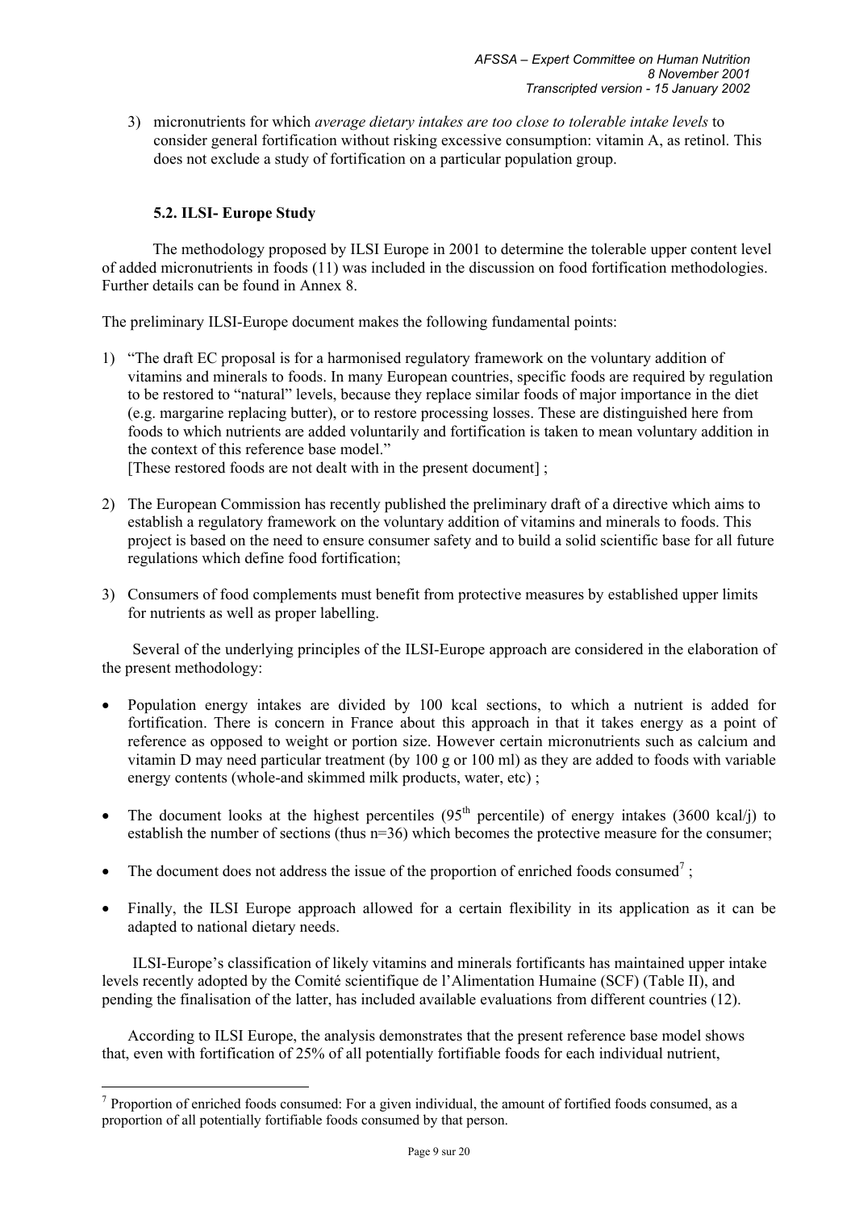3) micronutrients for which *average dietary intakes are too close to tolerable intake levels* to consider general fortification without risking excessive consumption: vitamin A, as retinol. This does not exclude a study of fortification on a particular population group.

### 5.2. ILSI- Europe Study

The methodology proposed by ILSI Europe in 2001 to determine the tolerable upper content level of added micronutrients in foods (11) was included in the discussion on food fortification methodologies. Further details can be found in Annex 8.

The preliminary ILSI-Europe document makes the following fundamental points:

1) "The draft EC proposal is for a harmonised regulatory framework on the voluntary addition of vitamins and minerals to foods. In many European countries, specific foods are required by regulation to be restored to "natural" levels, because they replace similar foods of major importance in the diet (e.g. margarine replacing butter), or to restore processing losses. These are distinguished here from foods to which nutrients are added voluntarily and fortification is taken to mean voluntary addition in the context of this reference base model."
[These restored foods are not dealt with in the present document] ;

2) The European Commission has recently published the preliminary draft of a directive which aims to establish a regulatory framework on the voluntary addition of vitamins and minerals to foods. This project is based on the need to ensure consumer safety and to build a solid scientific base for all future regulations which define food fortification;

3) Consumers of food complements must benefit from protective measures by established upper limits for nutrients as well as proper labelling.

Several of the underlying principles of the ILSI-Europe approach are considered in the elaboration of the present methodology:

- Population energy intakes are divided by 100 kcal sections, to which a nutrient is added for fortification. There is concern in France about this approach in that it takes energy as a point of reference as opposed to weight or portion size. However certain micronutrients such as calcium and vitamin D may need particular treatment (by 100 g or 100 ml) as they are added to foods with variable energy contents (whole-and skimmed milk products, water, etc) ;

- The document looks at the highest percentiles (95th percentile) of energy intakes (3600 kcal/j) to establish the number of sections (thus n=36) which becomes the protective measure for the consumer;

- The document does not address the issue of the proportion of enriched foods consumed[7] ;

- Finally, the ILSI Europe approach allowed for a certain flexibility in its application as it can be adapted to national dietary needs.

ILSI-Europe's classification of likely vitamins and minerals fortificants has maintained upper intake levels recently adopted by the Comité scientifique de l'Alimentation Humaine (SCF) (Table II), and pending the finalisation of the latter, has included available evaluations from different countries (12).

According to ILSI Europe, the analysis demonstrates that the present reference base model shows that, even with fortification of 25% of all potentially fortifiable foods for each individual nutrient,

---

[7] Proportion of enriched foods consumed: For a given individual, the amount of fortified foods consumed, as a proportion of all potentially fortifiable foods consumed by that person.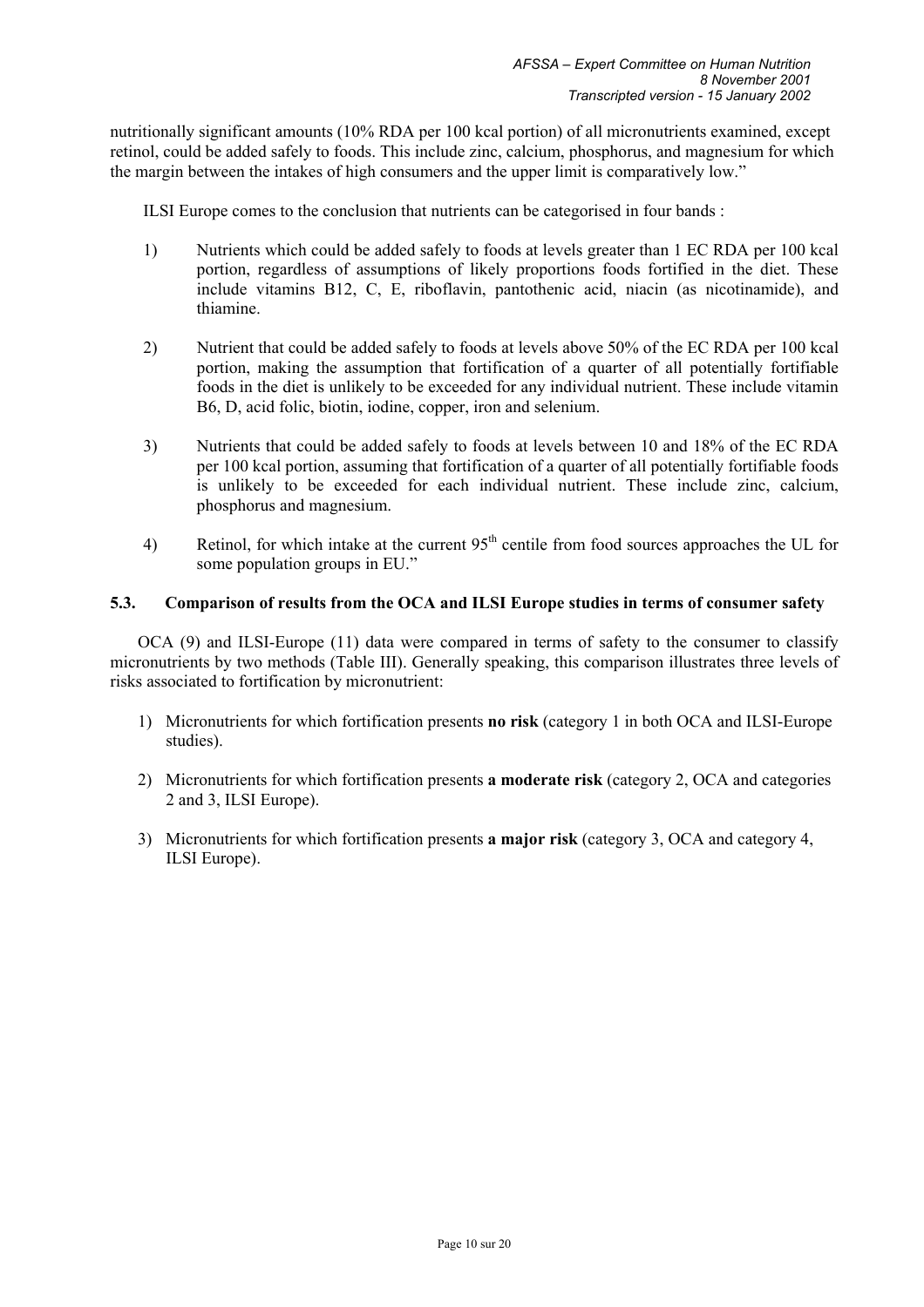nutritionally significant amounts (10% RDA per 100 kcal portion) of all micronutrients examined, except retinol, could be added safely to foods. This include zinc, calcium, phosphorus, and magnesium for which the margin between the intakes of high consumers and the upper limit is comparatively low."

ILSI Europe comes to the conclusion that nutrients can be categorised in four bands :

1) Nutrients which could be added safely to foods at levels greater than 1 EC RDA per 100 kcal portion, regardless of assumptions of likely proportions foods fortified in the diet. These include vitamins B12, C, E, riboflavin, pantothenic acid, niacin (as nicotinamide), and thiamine.

2) Nutrient that could be added safely to foods at levels above 50% of the EC RDA per 100 kcal portion, making the assumption that fortification of a quarter of all potentially fortifiable foods in the diet is unlikely to be exceeded for any individual nutrient. These include vitamin B6, D, acid folic, biotin, iodine, copper, iron and selenium.

3) Nutrients that could be added safely to foods at levels between 10 and 18% of the EC RDA per 100 kcal portion, assuming that fortification of a quarter of all potentially fortifiable foods is unlikely to be exceeded for each individual nutrient. These include zinc, calcium, phosphorus and magnesium.

4) Retinol, for which intake at the current 95$^{th}$ centile from food sources approaches the UL for some population groups in EU."

## 5.3. Comparison of results from the OCA and ILSI Europe studies in terms of consumer safety

OCA (9) and ILSI-Europe (11) data were compared in terms of safety to the consumer to classify micronutrients by two methods (Table III). Generally speaking, this comparison illustrates three levels of risks associated to fortification by micronutrient:

1) Micronutrients for which fortification presents **no risk** (category 1 in both OCA and ILSI-Europe studies).

2) Micronutrients for which fortification presents **a moderate risk** (category 2, OCA and categories 2 and 3, ILSI Europe).

3) Micronutrients for which fortification presents **a major risk** (category 3, OCA and category 4, ILSI Europe).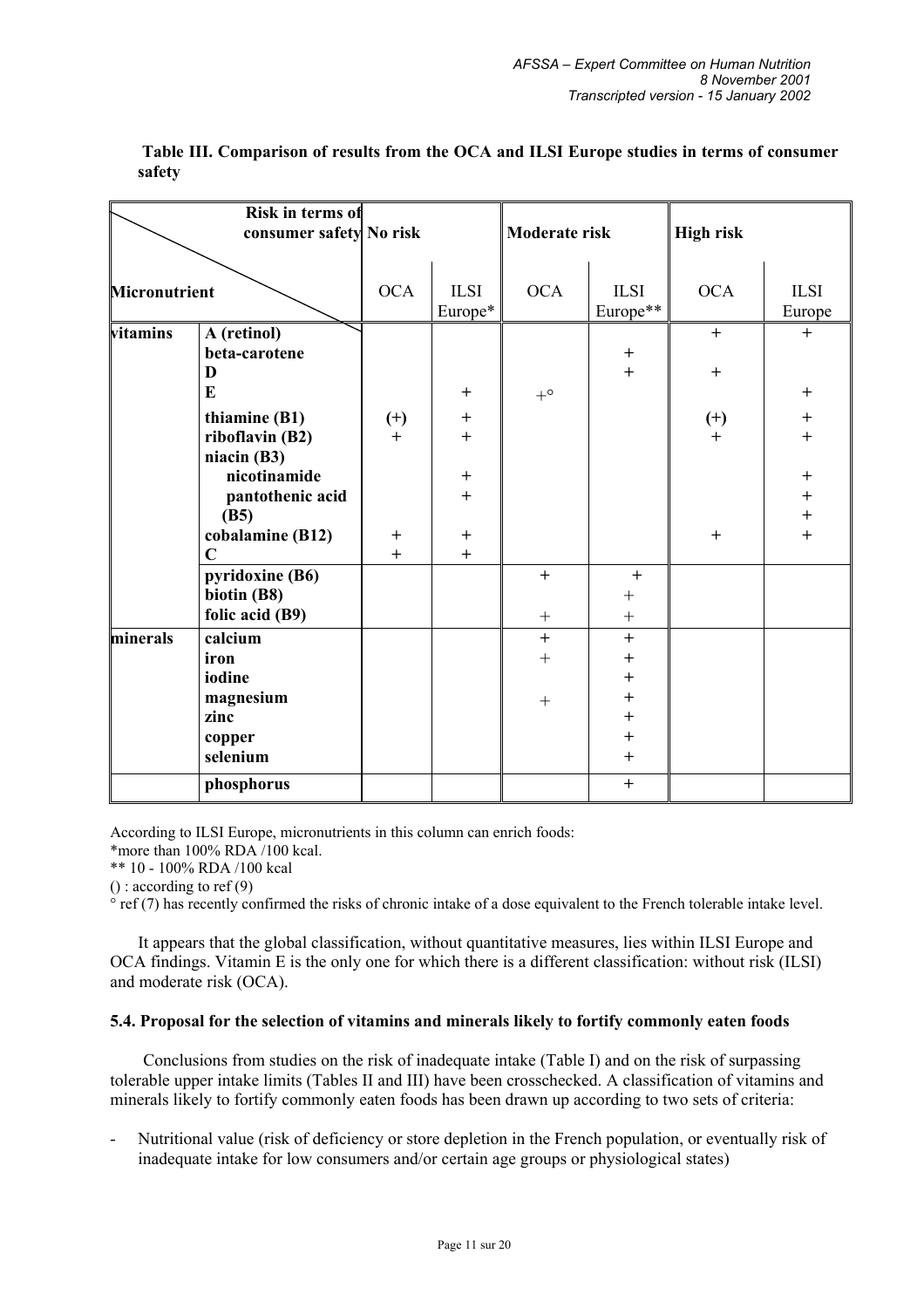**Table III. Comparison of results from the OCA and ILSI Europe studies in terms of consumer safety**

| Micronutrient \ Risk in terms of consumer safety | | No risk | | Moderate risk | | High risk | |
|---|---|---|---|---|---|---|---|
| | | OCA | ILSI Europe* | OCA | ILSI Europe** | OCA | ILSI Europe |
| **vitamins** | **A (retinol)** | | | | | + | + |
| | **beta-carotene** | | | | + | | |
| | **D** | | | | + | + | |
| | **E** | | + | +° | | | + |
| | **thiamine (B1)** | (+) | + | | | (+) | + |
| | **riboflavin (B2)** | + | + | | | + | + |
| | **niacin (B3)** | | | | | | |
| | **nicotinamide** | | + | | | | + |
| | **pantothenic acid** | | + | | | | + |
| | **(B5)** | | | | | | + |
| | **cobalamine (B12)** | + | + | | | + | + |
| | **C** | + | + | | | | |
| | **pyridoxine (B6)** | | | + | + | | |
| | **biotin (B8)** | | | | + | | |
| | **folic acid (B9)** | | | + | + | | |
| **minerals** | **calcium** | | | + | + | | |
| | **iron** | | | + | + | | |
| | **iodine** | | | | + | | |
| | **magnesium** | | | + | + | | |
| | **zinc** | | | | + | | |
| | **copper** | | | | + | | |
| | **selenium** | | | | + | | |
| | **phosphorus** | | | | + | | |

According to ILSI Europe, micronutrients in this column can enrich foods:
*more than 100% RDA /100 kcal.
** 10 - 100% RDA /100 kcal
() : according to ref (9)
° ref (7) has recently confirmed the risks of chronic intake of a dose equivalent to the French tolerable intake level.

It appears that the global classification, without quantitative measures, lies within ILSI Europe and OCA findings. Vitamin E is the only one for which there is a different classification: without risk (ILSI) and moderate risk (OCA).

### 5.4. Proposal for the selection of vitamins and minerals likely to fortify commonly eaten foods

Conclusions from studies on the risk of inadequate intake (Table I) and on the risk of surpassing tolerable upper intake limits (Tables II and III) have been crosschecked. A classification of vitamins and minerals likely to fortify commonly eaten foods has been drawn up according to two sets of criteria:

- Nutritional value (risk of deficiency or store depletion in the French population, or eventually risk of inadequate intake for low consumers and/or certain age groups or physiological states)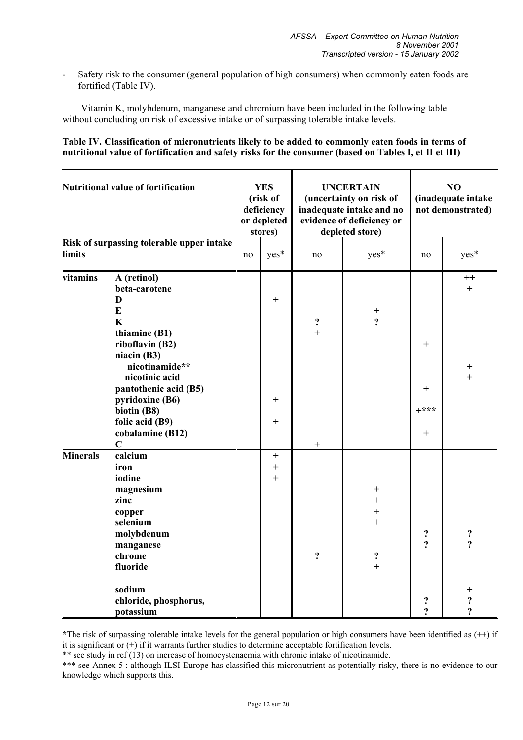- Safety risk to the consumer (general population of high consumers) when commonly eaten foods are fortified (Table IV).

Vitamin K, molybdenum, manganese and chromium have been included in the following table without concluding on risk of excessive intake or of surpassing tolerable intake levels.

**Table IV. Classification of micronutrients likely to be added to commonly eaten foods in terms of nutritional value of fortification and safety risks for the consumer (based on Tables I, et II et III)**

| **Nutritional value of fortification** | | **YES (risk of deficiency or depleted stores)** | | **UNCERTAIN (uncertainty on risk of inadequate intake and no evidence of deficiency or depleted store)** | | **NO (inadequate intake not demonstrated)** | |
|---|---|---|---|---|---|---|---|
| **Risk of surpassing tolerable upper intake limits** | | no | yes* | no | yes* | no | yes* |
| **vitamins** | **A (retinol)** | | | | | | ++ |
| | **beta-carotene** | | | | | | + |
| | **D** | | + | | | | |
| | **E** | | | | + | | |
| | **K** | | | ? | ? | | |
| | **thiamine (B1)** | | | + | | | |
| | **riboflavin (B2)** | | | | | + | |
| | **niacin (B3)** | | | | | | |
| | **nicotinamide**** | | | | | | + |
| | **nicotinic acid** | | | | | | + |
| | **pantothenic acid (B5)** | | | | | + | |
| | **pyridoxine (B6)** | | + | | | | |
| | **biotin (B8)** | | | | | +*** | |
| | **folic acid (B9)** | | + | | | | |
| | **cobalamine (B12)** | | | | | + | |
| | **C** | | | + | | | |
| **Minerals** | **calcium** | | + | | | | |
| | **iron** | | + | | | | |
| | **iodine** | | + | | | | |
| | **magnesium** | | | | + | | |
| | **zinc** | | | | + | | |
| | **copper** | | | | + | | |
| | **selenium** | | | | + | | |
| | **molybdenum** | | | | | ? | ? |
| | **manganese** | | | | | ? | ? |
| | **chrome** | | | ? | ? | | |
| | **fluoride** | | | | + | | |
| | **sodium** | | | | | | + |
| | **chloride, phosphorus,** | | | | | ? | ? |
| | **potassium** | | | | | ? | ? |

*The risk of surpassing tolerable intake levels for the general population or high consumers have been identified as (++) if it is significant or (+) if it warrants further studies to determine acceptable fortification levels.

** see study in ref (13) on increase of homocystenaemia with chronic intake of nicotinamide.

*** see Annex 5 : although ILSI Europe has classified this micronutrient as potentially risky, there is no evidence to our knowledge which supports this.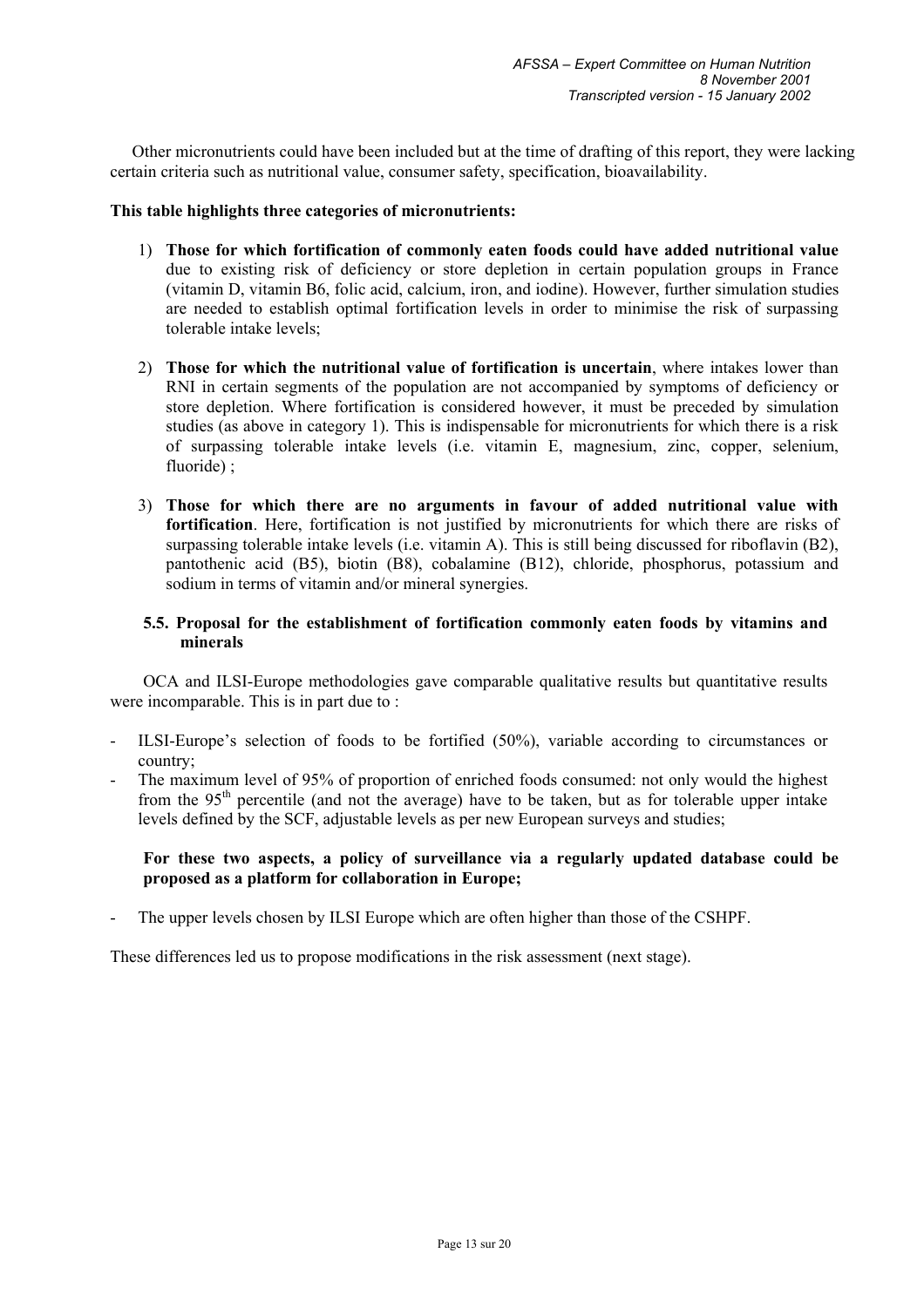Other micronutrients could have been included but at the time of drafting of this report, they were lacking certain criteria such as nutritional value, consumer safety, specification, bioavailability.

**This table highlights three categories of micronutrients:**

1) **Those for which fortification of commonly eaten foods could have added nutritional value** due to existing risk of deficiency or store depletion in certain population groups in France (vitamin D, vitamin B6, folic acid, calcium, iron, and iodine). However, further simulation studies are needed to establish optimal fortification levels in order to minimise the risk of surpassing tolerable intake levels;

2) **Those for which the nutritional value of fortification is uncertain**, where intakes lower than RNI in certain segments of the population are not accompanied by symptoms of deficiency or store depletion. Where fortification is considered however, it must be preceded by simulation studies (as above in category 1). This is indispensable for micronutrients for which there is a risk of surpassing tolerable intake levels (i.e. vitamin E, magnesium, zinc, copper, selenium, fluoride) ;

3) **Those for which there are no arguments in favour of added nutritional value with fortification**. Here, fortification is not justified by micronutrients for which there are risks of surpassing tolerable intake levels (i.e. vitamin A). This is still being discussed for riboflavin (B2), pantothenic acid (B5), biotin (B8), cobalamine (B12), chloride, phosphorus, potassium and sodium in terms of vitamin and/or mineral synergies.

### 5.5. Proposal for the establishment of fortification commonly eaten foods by vitamins and minerals

OCA and ILSI-Europe methodologies gave comparable qualitative results but quantitative results were incomparable. This is in part due to :

- ILSI-Europe's selection of foods to be fortified (50%), variable according to circumstances or country;
- The maximum level of 95% of proportion of enriched foods consumed: not only would the highest from the 95th percentile (and not the average) have to be taken, but as for tolerable upper intake levels defined by the SCF, adjustable levels as per new European surveys and studies;

**For these two aspects, a policy of surveillance via a regularly updated database could be proposed as a platform for collaboration in Europe;**

- The upper levels chosen by ILSI Europe which are often higher than those of the CSHPF.

These differences led us to propose modifications in the risk assessment (next stage).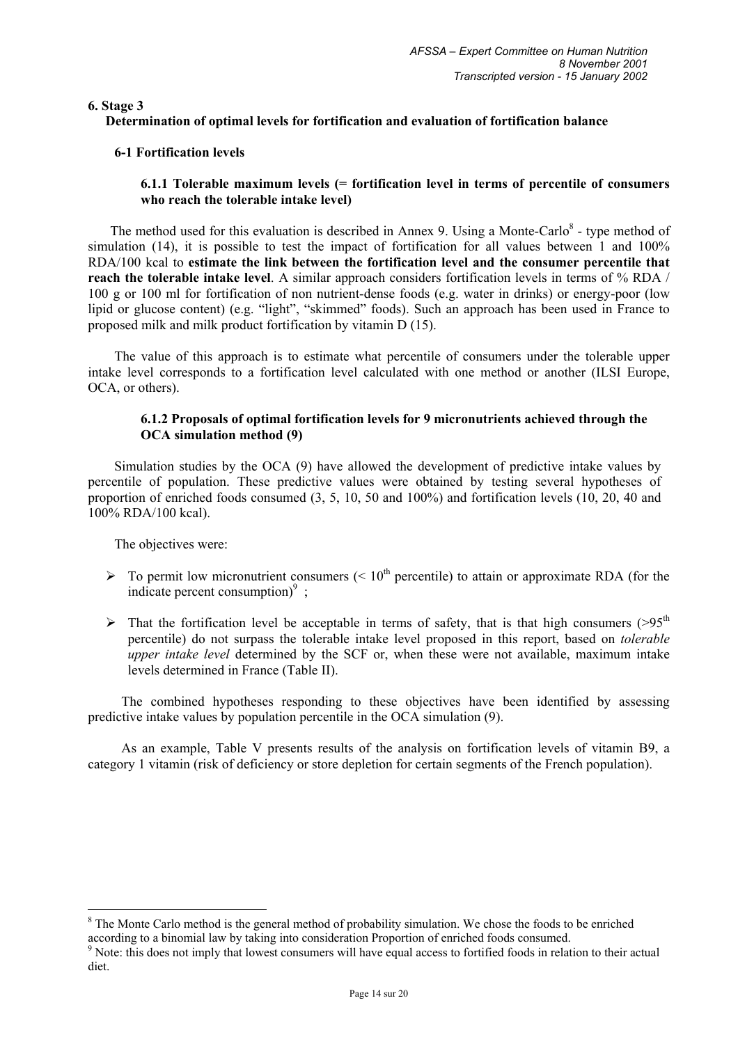## 6. Stage 3

### Determination of optimal levels for fortification and evaluation of fortification balance

#### 6-1 Fortification levels

##### 6.1.1 Tolerable maximum levels (= fortification level in terms of percentile of consumers who reach the tolerable intake level)

The method used for this evaluation is described in Annex 9. Using a Monte-Carlo[8] - type method of simulation (14), it is possible to test the impact of fortification for all values between 1 and 100% RDA/100 kcal to **estimate the link between the fortification level and the consumer percentile that reach the tolerable intake level**. A similar approach considers fortification levels in terms of % RDA / 100 g or 100 ml for fortification of non nutrient-dense foods (e.g. water in drinks) or energy-poor (low lipid or glucose content) (e.g. "light", "skimmed" foods). Such an approach has been used in France to proposed milk and milk product fortification by vitamin D (15).

The value of this approach is to estimate what percentile of consumers under the tolerable upper intake level corresponds to a fortification level calculated with one method or another (ILSI Europe, OCA, or others).

##### 6.1.2 Proposals of optimal fortification levels for 9 micronutrients achieved through the OCA simulation method (9)

Simulation studies by the OCA (9) have allowed the development of predictive intake values by percentile of population. These predictive values were obtained by testing several hypotheses of proportion of enriched foods consumed (3, 5, 10, 50 and 100%) and fortification levels (10, 20, 40 and 100% RDA/100 kcal).

The objectives were:

- To permit low micronutrient consumers (< 10th percentile) to attain or approximate RDA (for the indicate percent consumption)[9] ;
- That the fortification level be acceptable in terms of safety, that is that high consumers (>95th percentile) do not surpass the tolerable intake level proposed in this report, based on *tolerable upper intake level* determined by the SCF or, when these were not available, maximum intake levels determined in France (Table II).

The combined hypotheses responding to these objectives have been identified by assessing predictive intake values by population percentile in the OCA simulation (9).

As an example, Table V presents results of the analysis on fortification levels of vitamin B9, a category 1 vitamin (risk of deficiency or store depletion for certain segments of the French population).

---

[8] The Monte Carlo method is the general method of probability simulation. We chose the foods to be enriched according to a binomial law by taking into consideration Proportion of enriched foods consumed.

[9] Note: this does not imply that lowest consumers will have equal access to fortified foods in relation to their actual diet.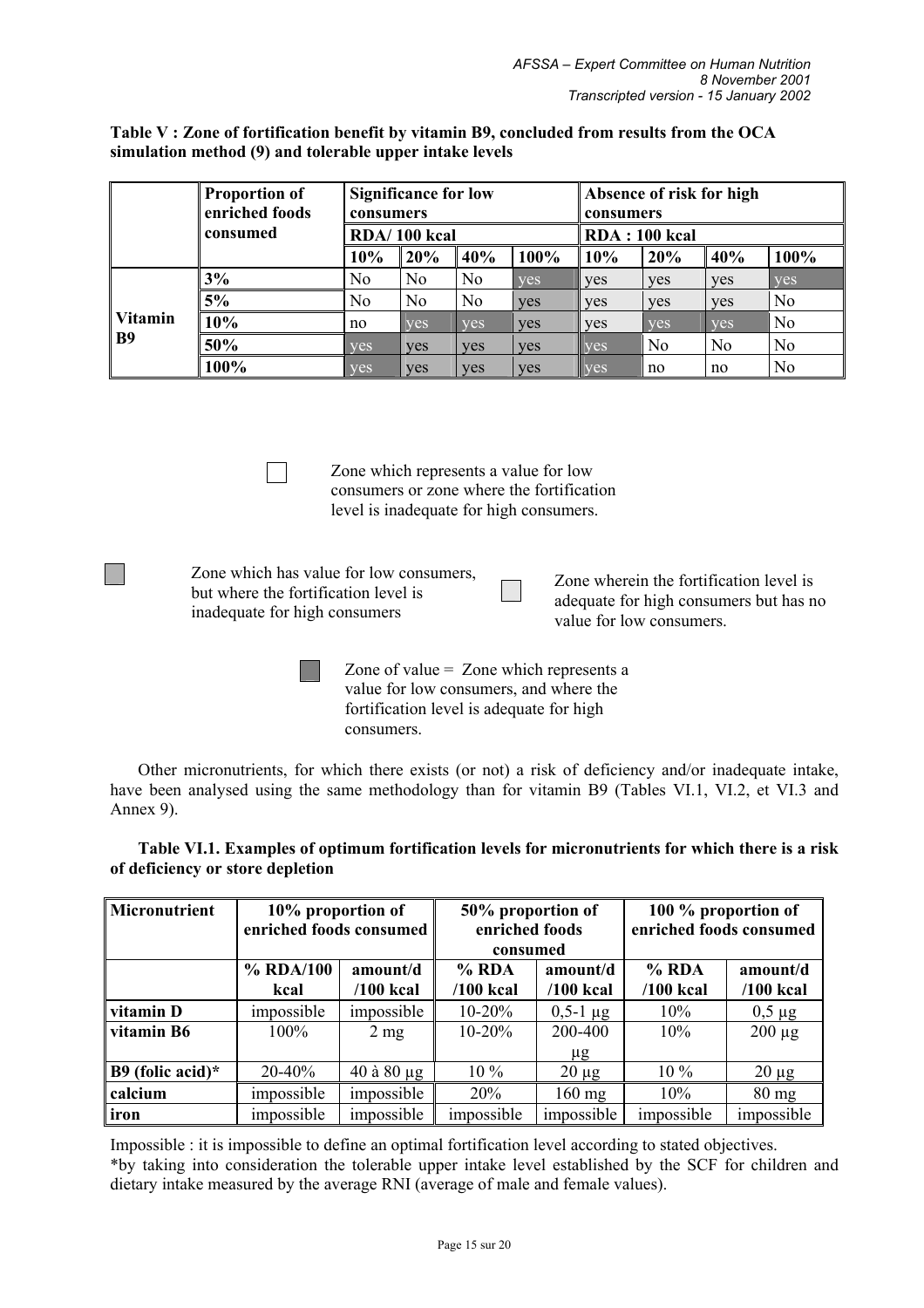**Table V : Zone of fortification benefit by vitamin B9, concluded from results from the OCA simulation method (9) and tolerable upper intake levels**

| | Proportion of enriched foods consumed | Significance for low consumers | | | | Absence of risk for high consumers | | | |
|---|---|---|---|---|---|---|---|---|---|
| | | RDA/ 100 kcal | | | | RDA : 100 kcal | | | |
| | | 10% | 20% | 40% | 100% | 10% | 20% | 40% | 100% |
| Vitamin B9 | 3% | No | No | No | yes | yes | yes | yes | yes |
| | 5% | No | No | No | yes | yes | yes | yes | No |
| | 10% | no | yes | yes | yes | yes | yes | yes | No |
| | 50% | yes | yes | yes | yes | yes | No | No | No |
| | 100% | yes | yes | yes | yes | yes | no | no | No |

Zone which represents a value for low consumers or zone where the fortification level is inadequate for high consumers.

Zone which has value for low consumers, but where the fortification level is inadequate for high consumers

Zone wherein the fortification level is adequate for high consumers but has no value for low consumers.

Zone of value = Zone which represents a value for low consumers, and where the fortification level is adequate for high consumers.

Other micronutrients, for which there exists (or not) a risk of deficiency and/or inadequate intake, have been analysed using the same methodology than for vitamin B9 (Tables VI.1, VI.2, et VI.3 and Annex 9).

**Table VI.1. Examples of optimum fortification levels for micronutrients for which there is a risk of deficiency or store depletion**

| Micronutrient | 10% proportion of enriched foods consumed | | 50% proportion of enriched foods consumed | | 100 % proportion of enriched foods consumed | |
|---|---|---|---|---|---|---|
| | % RDA/100 kcal | amount/d /100 kcal | % RDA /100 kcal | amount/d /100 kcal | % RDA /100 kcal | amount/d /100 kcal |
| vitamin D | impossible | impossible | 10-20% | 0,5-1 µg | 10% | 0,5 µg |
| vitamin B6 | 100% | 2 mg | 10-20% | 200-400 µg | 10% | 200 µg |
| B9 (folic acid)* | 20-40% | 40 à 80 µg | 10 % | 20 µg | 10 % | 20 µg |
| calcium | impossible | impossible | 20% | 160 mg | 10% | 80 mg |
| iron | impossible | impossible | impossible | impossible | impossible | impossible |

Impossible : it is impossible to define an optimal fortification level according to stated objectives.
*by taking into consideration the tolerable upper intake level established by the SCF for children and dietary intake measured by the average RNI (average of male and female values).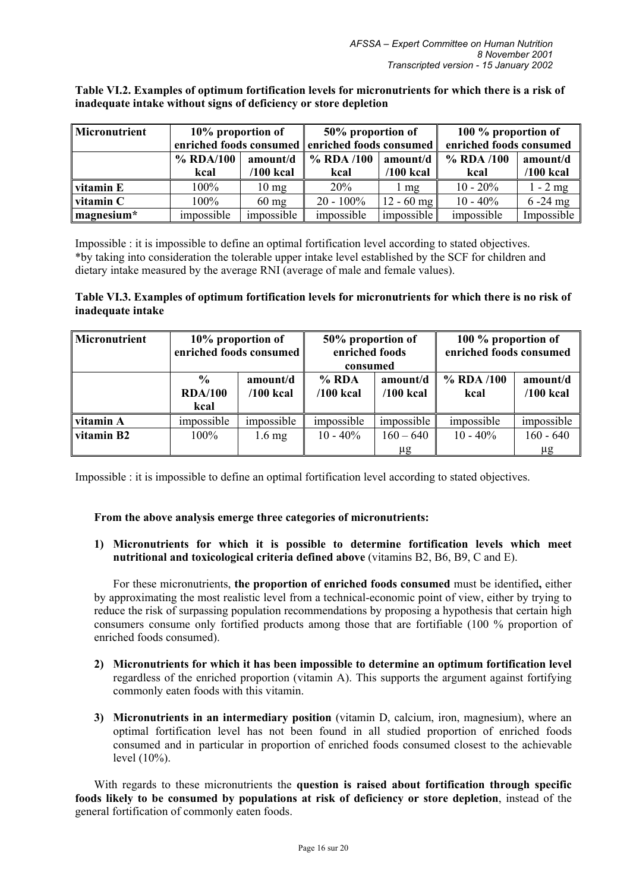**Table VI.2. Examples of optimum fortification levels for micronutrients for which there is a risk of inadequate intake without signs of deficiency or store depletion**

| Micronutrient | 10% proportion of enriched foods consumed | | 50% proportion of enriched foods consumed | | 100 % proportion of enriched foods consumed | |
|---|---|---|---|---|---|---|
| | % RDA/100 kcal | amount/d /100 kcal | % RDA /100 kcal | amount/d /100 kcal | % RDA /100 kcal | amount/d /100 kcal |
| **vitamin E** | 100% | 10 mg | 20% | 1 mg | 10 - 20% | 1 - 2 mg |
| **vitamin C** | 100% | 60 mg | 20 - 100% | 12 - 60 mg | 10 - 40% | 6 -24 mg |
| **magnesium*** | impossible | impossible | impossible | impossible | impossible | Impossible |

Impossible : it is impossible to define an optimal fortification level according to stated objectives.
*by taking into consideration the tolerable upper intake level established by the SCF for children and dietary intake measured by the average RNI (average of male and female values).

**Table VI.3. Examples of optimum fortification levels for micronutrients for which there is no risk of inadequate intake**

| Micronutrient | 10% proportion of enriched foods consumed | | 50% proportion of enriched foods consumed | | 100 % proportion of enriched foods consumed | |
|---|---|---|---|---|---|---|
| | % RDA/100 kcal | amount/d /100 kcal | % RDA /100 kcal | amount/d /100 kcal | % RDA /100 kcal | amount/d /100 kcal |
| **vitamin A** | impossible | impossible | impossible | impossible | impossible | impossible |
| **vitamin B2** | 100% | 1.6 mg | 10 - 40% | 160 – 640 μg | 10 - 40% | 160 - 640 μg |

Impossible : it is impossible to define an optimal fortification level according to stated objectives.

**From the above analysis emerge three categories of micronutrients:**

1) **Micronutrients for which it is possible to determine fortification levels which meet nutritional and toxicological criteria defined above** (vitamins B2, B6, B9, C and E).

   For these micronutrients, **the proportion of enriched foods consumed** must be identified**,** either by approximating the most realistic level from a technical-economic point of view, either by trying to reduce the risk of surpassing population recommendations by proposing a hypothesis that certain high consumers consume only fortified products among those that are fortifiable (100 % proportion of enriched foods consumed).

2) **Micronutrients for which it has been impossible to determine an optimum fortification level** regardless of the enriched proportion (vitamin A). This supports the argument against fortifying commonly eaten foods with this vitamin.

3) **Micronutrients in an intermediary position** (vitamin D, calcium, iron, magnesium), where an optimal fortification level has not been found in all studied proportion of enriched foods consumed and in particular in proportion of enriched foods consumed closest to the achievable level (10%).

With regards to these micronutrients the **question is raised about fortification through specific foods likely to be consumed by populations at risk of deficiency or store depletion**, instead of the general fortification of commonly eaten foods.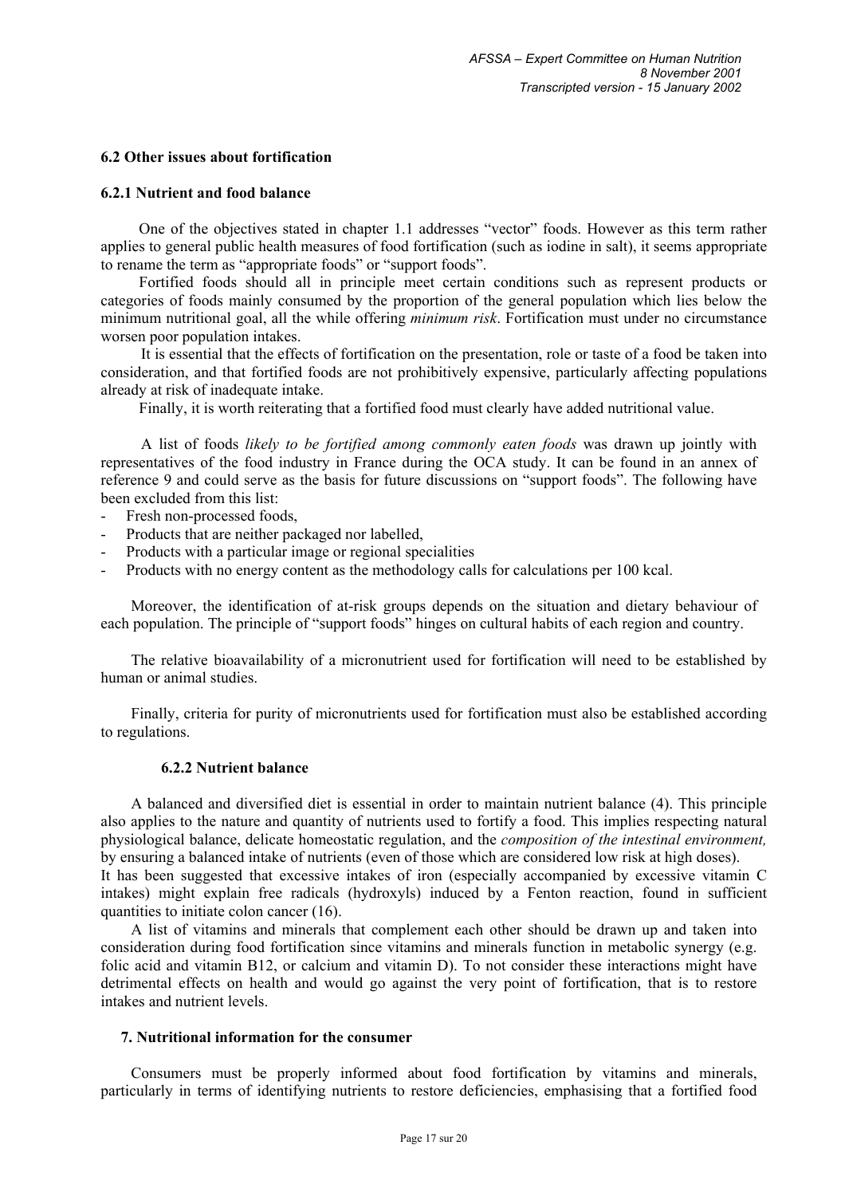### 6.2 Other issues about fortification

#### 6.2.1 Nutrient and food balance

One of the objectives stated in chapter 1.1 addresses "vector" foods. However as this term rather applies to general public health measures of food fortification (such as iodine in salt), it seems appropriate to rename the term as "appropriate foods" or "support foods".

Fortified foods should all in principle meet certain conditions such as represent products or categories of foods mainly consumed by the proportion of the general population which lies below the minimum nutritional goal, all the while offering *minimum risk*. Fortification must under no circumstance worsen poor population intakes.

It is essential that the effects of fortification on the presentation, role or taste of a food be taken into consideration, and that fortified foods are not prohibitively expensive, particularly affecting populations already at risk of inadequate intake.

Finally, it is worth reiterating that a fortified food must clearly have added nutritional value.

A list of foods *likely to be fortified among commonly eaten foods* was drawn up jointly with representatives of the food industry in France during the OCA study. It can be found in an annex of reference 9 and could serve as the basis for future discussions on "support foods". The following have been excluded from this list:

- Fresh non-processed foods,
- Products that are neither packaged nor labelled,
- Products with a particular image or regional specialities
- Products with no energy content as the methodology calls for calculations per 100 kcal.

Moreover, the identification of at-risk groups depends on the situation and dietary behaviour of each population. The principle of "support foods" hinges on cultural habits of each region and country.

The relative bioavailability of a micronutrient used for fortification will need to be established by human or animal studies.

Finally, criteria for purity of micronutrients used for fortification must also be established according to regulations.

#### 6.2.2 Nutrient balance

A balanced and diversified diet is essential in order to maintain nutrient balance (4). This principle also applies to the nature and quantity of nutrients used to fortify a food. This implies respecting natural physiological balance, delicate homeostatic regulation, and the *composition of the intestinal environment,* by ensuring a balanced intake of nutrients (even of those which are considered low risk at high doses).
It has been suggested that excessive intakes of iron (especially accompanied by excessive vitamin C intakes) might explain free radicals (hydroxyls) induced by a Fenton reaction, found in sufficient quantities to initiate colon cancer (16).

A list of vitamins and minerals that complement each other should be drawn up and taken into consideration during food fortification since vitamins and minerals function in metabolic synergy (e.g. folic acid and vitamin B12, or calcium and vitamin D). To not consider these interactions might have detrimental effects on health and would go against the very point of fortification, that is to restore intakes and nutrient levels.

## 7. Nutritional information for the consumer

Consumers must be properly informed about food fortification by vitamins and minerals, particularly in terms of identifying nutrients to restore deficiencies, emphasising that a fortified food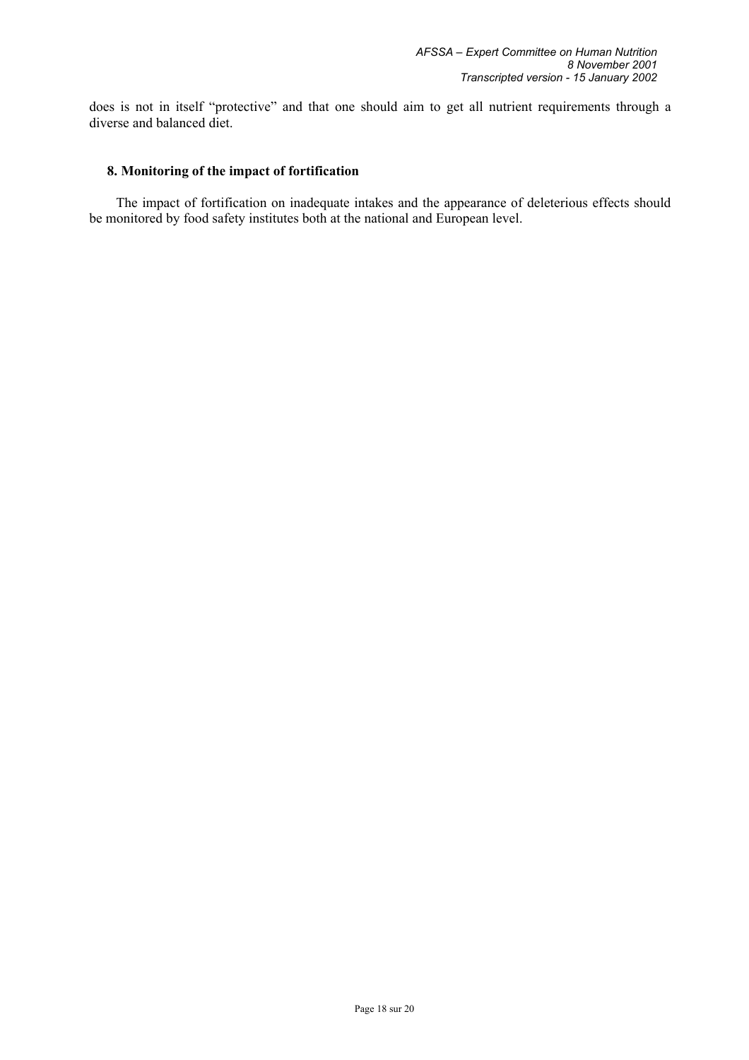does is not in itself "protective" and that one should aim to get all nutrient requirements through a diverse and balanced diet.

### 8. Monitoring of the impact of fortification

The impact of fortification on inadequate intakes and the appearance of deleterious effects should be monitored by food safety institutes both at the national and European level.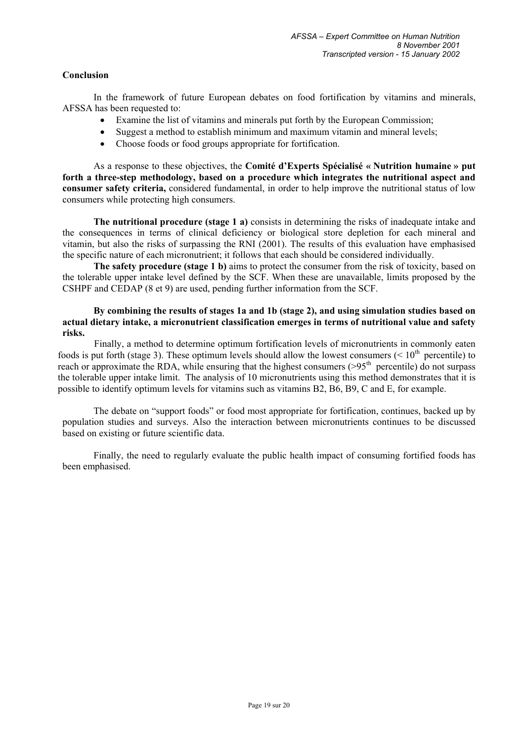**Conclusion**

In the framework of future European debates on food fortification by vitamins and minerals, AFSSA has been requested to:

- Examine the list of vitamins and minerals put forth by the European Commission;
- Suggest a method to establish minimum and maximum vitamin and mineral levels;
- Choose foods or food groups appropriate for fortification.

As a response to these objectives, the **Comité d'Experts Spécialisé « Nutrition humaine » put forth a three-step methodology, based on a procedure which integrates the nutritional aspect and consumer safety criteria,** considered fundamental, in order to help improve the nutritional status of low consumers while protecting high consumers.

**The nutritional procedure (stage 1 a)** consists in determining the risks of inadequate intake and the consequences in terms of clinical deficiency or biological store depletion for each mineral and vitamin, but also the risks of surpassing the RNI (2001). The results of this evaluation have emphasised the specific nature of each micronutrient; it follows that each should be considered individually.

**The safety procedure (stage 1 b)** aims to protect the consumer from the risk of toxicity, based on the tolerable upper intake level defined by the SCF. When these are unavailable, limits proposed by the CSHPF and CEDAP (8 et 9) are used, pending further information from the SCF.

**By combining the results of stages 1a and 1b (stage 2), and using simulation studies based on actual dietary intake, a micronutrient classification emerges in terms of nutritional value and safety risks.**

Finally, a method to determine optimum fortification levels of micronutrients in commonly eaten foods is put forth (stage 3). These optimum levels should allow the lowest consumers (< 10$^{th}$ percentile) to reach or approximate the RDA, while ensuring that the highest consumers (>95$^{th}$ percentile) do not surpass the tolerable upper intake limit. The analysis of 10 micronutrients using this method demonstrates that it is possible to identify optimum levels for vitamins such as vitamins B2, B6, B9, C and E, for example.

The debate on "support foods" or food most appropriate for fortification, continues, backed up by population studies and surveys. Also the interaction between micronutrients continues to be discussed based on existing or future scientific data.

Finally, the need to regularly evaluate the public health impact of consuming fortified foods has been emphasised.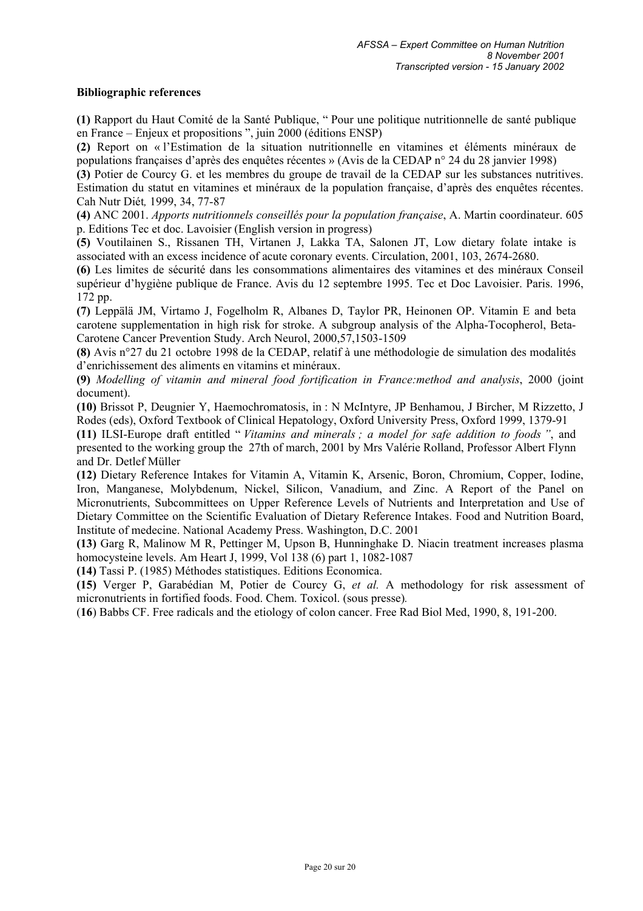**Bibliographic references**

**(1)** Rapport du Haut Comité de la Santé Publique, " Pour une politique nutritionnelle de santé publique en France – Enjeux et propositions ", juin 2000 (éditions ENSP)

**(2)** Report on « l'Estimation de la situation nutritionnelle en vitamines et éléments minéraux de populations françaises d'après des enquêtes récentes » (Avis de la CEDAP n° 24 du 28 janvier 1998)

**(3)** Potier de Courcy G. et les membres du groupe de travail de la CEDAP sur les substances nutritives. Estimation du statut en vitamines et minéraux de la population française, d'après des enquêtes récentes. Cah Nutr Diét*,* 1999, 34, 77-87

**(4)** ANC 2001. *Apports nutritionnels conseillés pour la population française*, A. Martin coordinateur. 605 p. Editions Tec et doc. Lavoisier (English version in progress)

**(5)** Voutilainen S., Rissanen TH, Virtanen J, Lakka TA, Salonen JT, Low dietary folate intake is associated with an excess incidence of acute coronary events. Circulation, 2001, 103, 2674-2680.

**(6)** Les limites de sécurité dans les consommations alimentaires des vitamines et des minéraux Conseil supérieur d'hygiène publique de France. Avis du 12 septembre 1995. Tec et Doc Lavoisier. Paris. 1996, 172 pp.

**(7)** Leppälä JM, Virtamo J, Fogelholm R, Albanes D, Taylor PR, Heinonen OP. Vitamin E and beta carotene supplementation in high risk for stroke. A subgroup analysis of the Alpha-Tocopherol, Beta-Carotene Cancer Prevention Study. Arch Neurol, 2000,57,1503-1509

**(8)** Avis n°27 du 21 octobre 1998 de la CEDAP, relatif à une méthodologie de simulation des modalités d'enrichissement des aliments en vitamins et minéraux.

**(9)** *Modelling of vitamin and mineral food fortification in France:method and analysis*, 2000 (joint document).

**(10)** Brissot P, Deugnier Y, Haemochromatosis, in : N McIntyre, JP Benhamou, J Bircher, M Rizzetto, J Rodes (eds), Oxford Textbook of Clinical Hepatology, Oxford University Press, Oxford 1999, 1379-91

**(11)** ILSI-Europe draft entitled " *Vitamins and minerals ; a model for safe addition to foods "*, and presented to the working group the 27th of march, 2001 by Mrs Valérie Rolland, Professor Albert Flynn and Dr. Detlef Müller

**(12)** Dietary Reference Intakes for Vitamin A, Vitamin K, Arsenic, Boron, Chromium, Copper, Iodine, Iron, Manganese, Molybdenum, Nickel, Silicon, Vanadium, and Zinc. A Report of the Panel on Micronutrients, Subcommittees on Upper Reference Levels of Nutrients and Interpretation and Use of Dietary Committee on the Scientific Evaluation of Dietary Reference Intakes. Food and Nutrition Board, Institute of medecine. National Academy Press. Washington, D.C. 2001

**(13)** Garg R, Malinow M R, Pettinger M, Upson B, Hunninghake D. Niacin treatment increases plasma homocysteine levels. Am Heart J, 1999, Vol 138 (6) part 1, 1082-1087

**(14)** Tassi P. (1985) Méthodes statistiques. Editions Economica.

**(15)** Verger P, Garabédian M, Potier de Courcy G, *et al.* A methodology for risk assessment of micronutrients in fortified foods. Food. Chem. Toxicol. (sous presse)*.*

(**16**) Babbs CF. Free radicals and the etiology of colon cancer. Free Rad Biol Med, 1990, 8, 191-200.